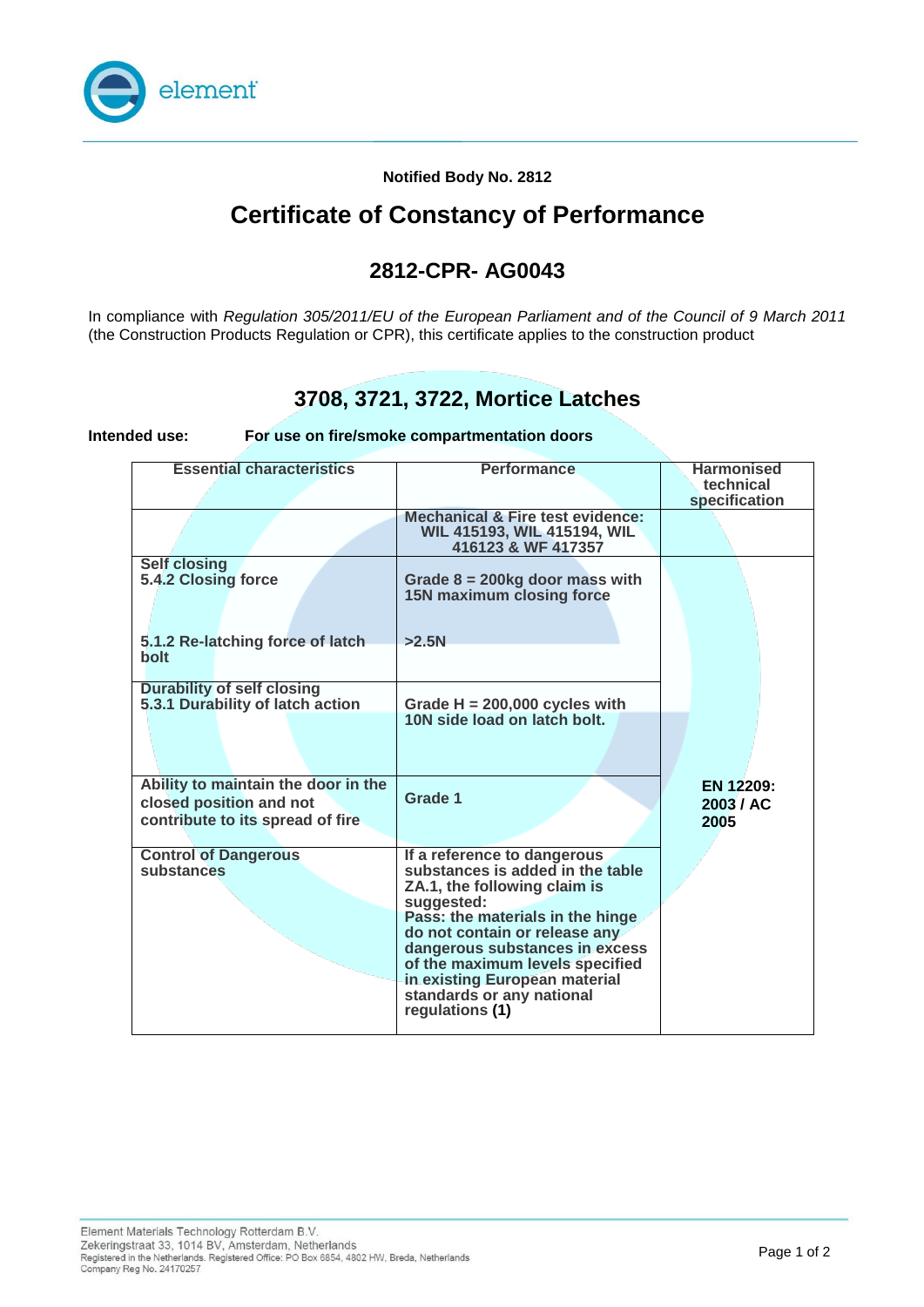**Notified Body No. 2812**

# Certificate of Constancy of Performance

## 2812-CPR- AG0043

In compliance with *Regulation 305/2011/EU of the European Parliament and of the Council of 9 March 2011* (the Construction Products Regulation or CPR), this certificate applies to the construction product

## 3708, 3721, 3722, Mortice Latches

**Intended use:** **For use on fire/smoke compartmentation doors**

| Essential characteristics | Performance | Harmonised technical specification |
|---|---|---|
| | **Mechanical & Fire test evidence: WIL 415193, WIL 415194, WIL 416123 & WF 417357** | |
| **Self closing**<br>**5.4.2 Closing force**<br><br>**5.1.2 Re-latching force of latch bolt** | **Grade 8 = 200kg door mass with 15N maximum closing force**<br><br>**>2.5N** | **EN 12209: 2003 / AC 2005** |
| **Durability of self closing**<br>**5.3.1 Durability of latch action** | **Grade H = 200,000 cycles with 10N side load on latch bolt.** | |
| **Ability to maintain the door in the closed position and not contribute to its spread of fire** | **Grade 1** | |
| **Control of Dangerous substances** | **If a reference to dangerous substances is added in the table ZA.1, the following claim is suggested: Pass: the materials in the hinge do not contain or release any dangerous substances in excess of the maximum levels specified in existing European material standards or any national regulations (1)** | |

Element Materials Technology Rotterdam B.V.
Zekeringstraat 33, 1014 BV, Amsterdam, Netherlands
Registered in the Netherlands. Registered Office: PO Box 6854, 4802 HW, Breda, Netherlands
Company Reg No. 24170257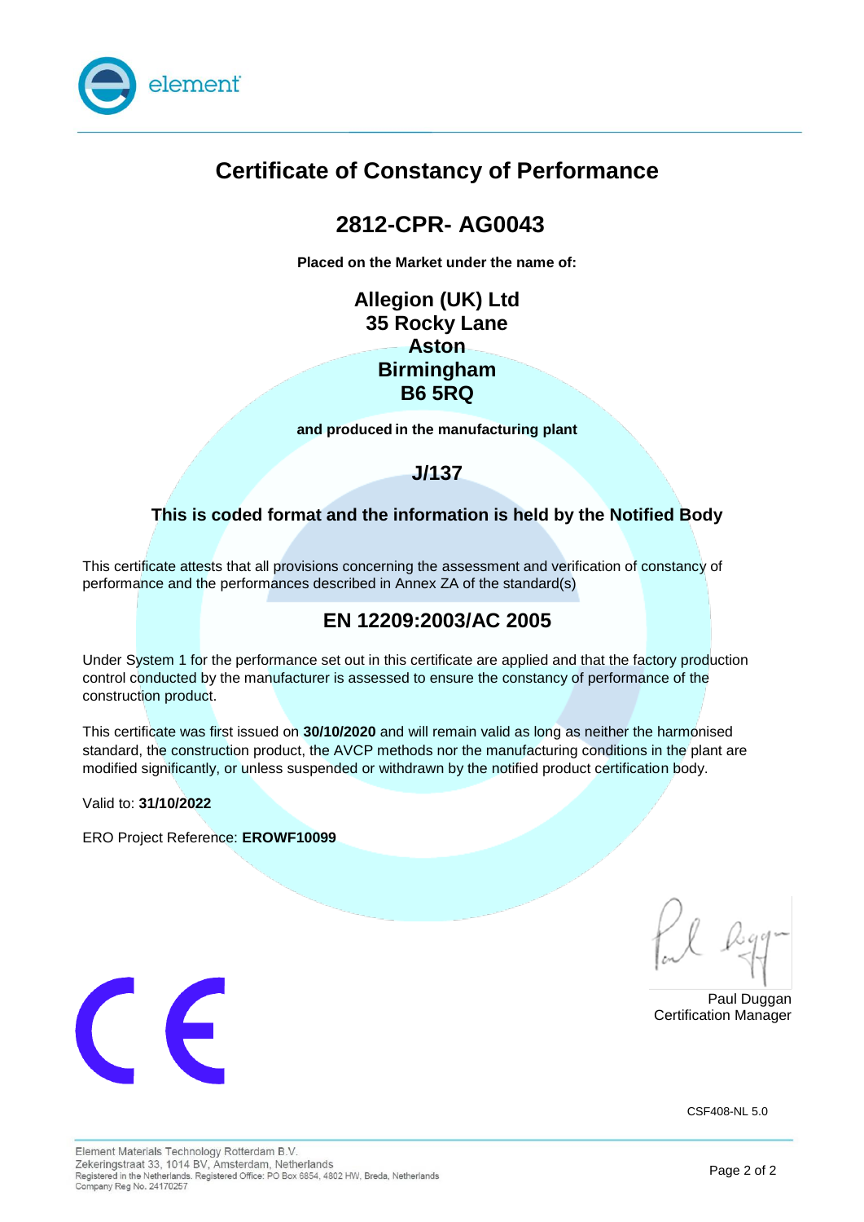# Certificate of Constancy of Performance

## 2812-CPR- AG0043

**Placed on the Market under the name of:**

**Allegion (UK) Ltd**
**35 Rocky Lane**
**Aston**
**Birmingham**
**B6 5RQ**

**and produced in the manufacturing plant**

## J/137

**This is coded format and the information is held by the Notified Body**

This certificate attests that all provisions concerning the assessment and verification of constancy of performance and the performances described in Annex ZA of the standard(s)

## EN 12209:2003/AC 2005

Under System 1 for the performance set out in this certificate are applied and that the factory production control conducted by the manufacturer is assessed to ensure the constancy of performance of the construction product.

This certificate was first issued on **30/10/2020** and will remain valid as long as neither the harmonised standard, the construction product, the AVCP methods nor the manufacturing conditions in the plant are modified significantly, or unless suspended or withdrawn by the notified product certification body.

Valid to: **31/10/2022**

ERO Project Reference: **EROWF10099**

Paul Duggan
Certification Manager

CSF408-NL 5.0

Element Materials Technology Rotterdam B.V.
Zekeringstraat 33, 1014 BV, Amsterdam, Netherlands
Registered in the Netherlands. Registered Office: PO Box 6854, 4802 HW, Breda, Netherlands
Company Reg No. 24170257